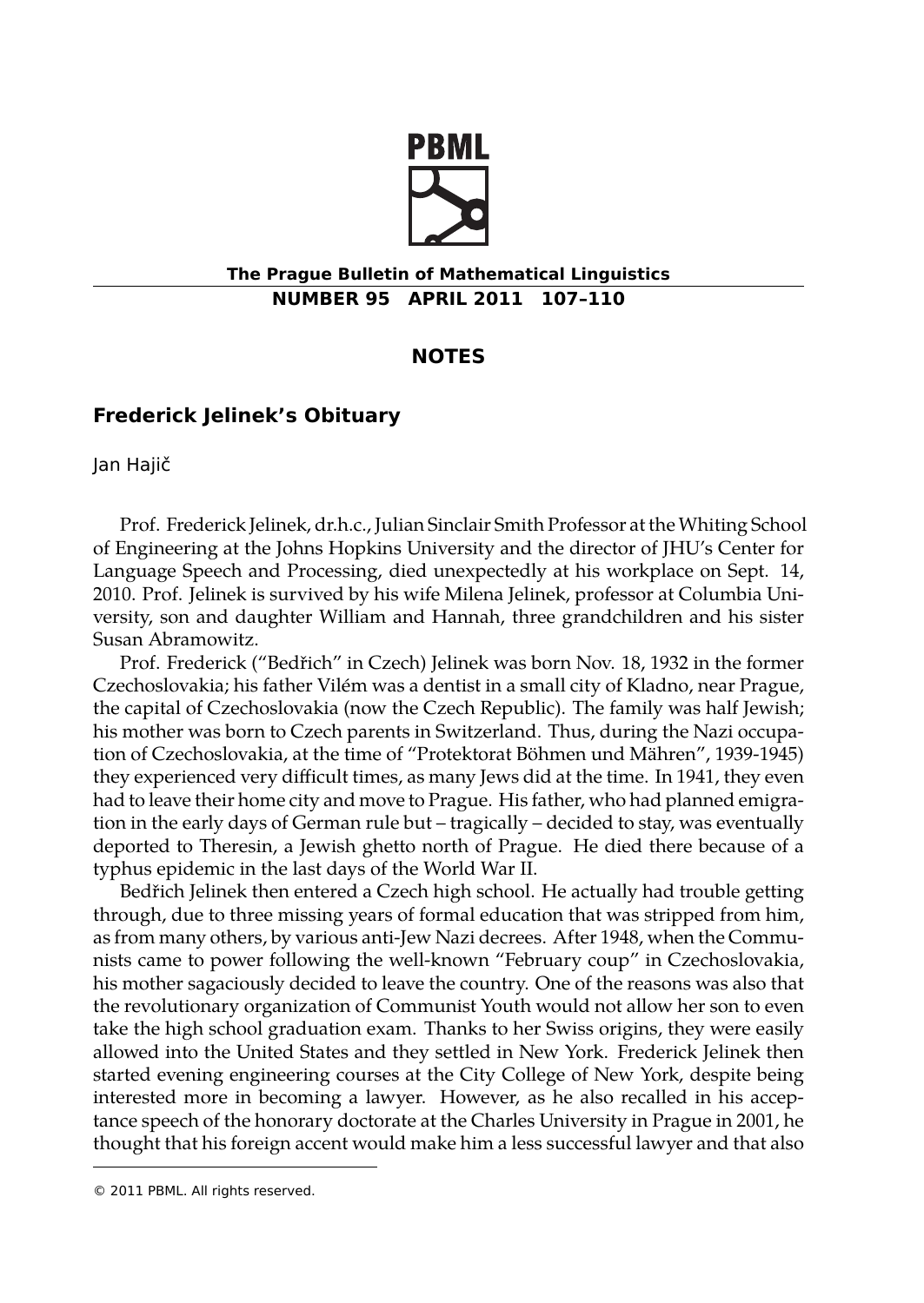## NOTES

# Frederick Jelinek's Obituary

Jan Hajič

Prof. Frederick Jelinek, dr.h.c., Julian Sinclair Smith Professor at the Whiting School of Engineering at the Johns Hopkins University and the director of JHU's Center for Language Speech and Processing, died unexpectedly at his workplace on Sept. 14, 2010. Prof. Jelinek is survived by his wife Milena Jelinek, professor at Columbia University, son and daughter William and Hannah, three grandchildren and his sister Susan Abramowitz.

Prof. Frederick ("Bedřich" in Czech) Jelinek was born Nov. 18, 1932 in the former Czechoslovakia; his father Vilém was a dentist in a small city of Kladno, near Prague, the capital of Czechoslovakia (now the Czech Republic). The family was half Jewish; his mother was born to Czech parents in Switzerland. Thus, during the Nazi occupation of Czechoslovakia, at the time of "Protektorat Böhmen und Mähren", 1939-1945) they experienced very difficult times, as many Jews did at the time. In 1941, they even had to leave their home city and move to Prague. His father, who had planned emigration in the early days of German rule but – tragically – decided to stay, was eventually deported to Theresin, a Jewish ghetto north of Prague. He died there because of a typhus epidemic in the last days of the World War II.

Bedřich Jelinek then entered a Czech high school. He actually had trouble getting through, due to three missing years of formal education that was stripped from him, as from many others, by various anti-Jew Nazi decrees. After 1948, when the Communists came to power following the well-known "February coup" in Czechoslovakia, his mother sagaciously decided to leave the country. One of the reasons was also that the revolutionary organization of Communist Youth would not allow her son to even take the high school graduation exam. Thanks to her Swiss origins, they were easily allowed into the United States and they settled in New York. Frederick Jelinek then started evening engineering courses at the City College of New York, despite being interested more in becoming a lawyer. However, as he also recalled in his acceptance speech of the honorary doctorate at the Charles University in Prague in 2001, he thought that his foreign accent would make him a less successful lawyer and that also

© 2011 PBML. All rights reserved.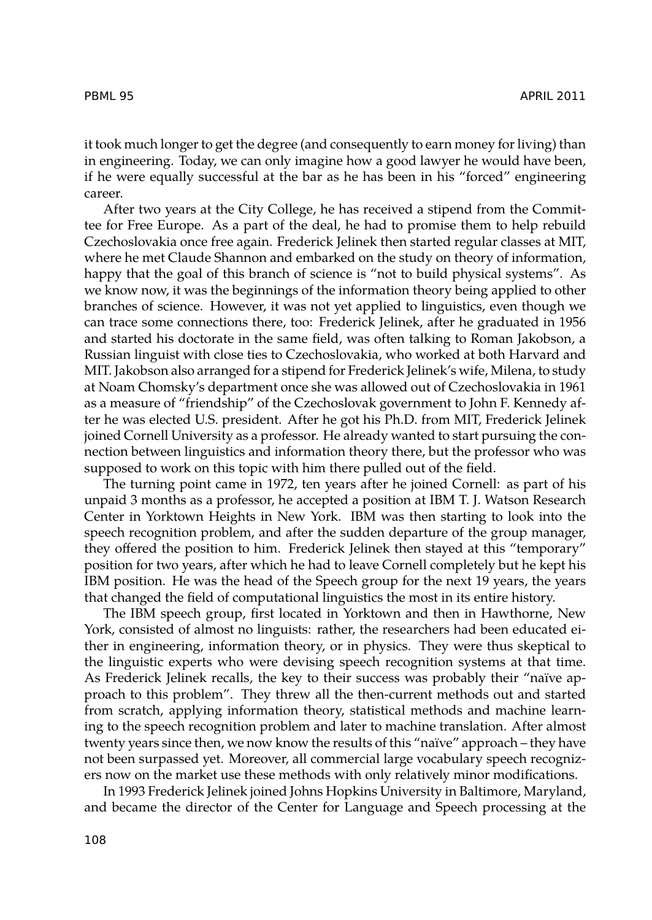it took much longer to get the degree (and consequently to earn money for living) than in engineering. Today, we can only imagine how a good lawyer he would have been, if he were equally successful at the bar as he has been in his "forced" engineering career.

After two years at the City College, he has received a stipend from the Committee for Free Europe. As a part of the deal, he had to promise them to help rebuild Czechoslovakia once free again. Frederick Jelinek then started regular classes at MIT, where he met Claude Shannon and embarked on the study on theory of information, happy that the goal of this branch of science is "not to build physical systems". As we know now, it was the beginnings of the information theory being applied to other branches of science. However, it was not yet applied to linguistics, even though we can trace some connections there, too: Frederick Jelinek, after he graduated in 1956 and started his doctorate in the same field, was often talking to Roman Jakobson, a Russian linguist with close ties to Czechoslovakia, who worked at both Harvard and MIT. Jakobson also arranged for a stipend for Frederick Jelinek's wife, Milena, to study at Noam Chomsky's department once she was allowed out of Czechoslovakia in 1961 as a measure of "friendship" of the Czechoslovak government to John F. Kennedy after he was elected U.S. president. After he got his Ph.D. from MIT, Frederick Jelinek joined Cornell University as a professor. He already wanted to start pursuing the connection between linguistics and information theory there, but the professor who was supposed to work on this topic with him there pulled out of the field.

The turning point came in 1972, ten years after he joined Cornell: as part of his unpaid 3 months as a professor, he accepted a position at IBM T. J. Watson Research Center in Yorktown Heights in New York. IBM was then starting to look into the speech recognition problem, and after the sudden departure of the group manager, they offered the position to him. Frederick Jelinek then stayed at this "temporary" position for two years, after which he had to leave Cornell completely but he kept his IBM position. He was the head of the Speech group for the next 19 years, the years that changed the field of computational linguistics the most in its entire history.

The IBM speech group, first located in Yorktown and then in Hawthorne, New York, consisted of almost no linguists: rather, the researchers had been educated either in engineering, information theory, or in physics. They were thus skeptical to the linguistic experts who were devising speech recognition systems at that time. As Frederick Jelinek recalls, the key to their success was probably their "naïve approach to this problem". They threw all the then-current methods out and started from scratch, applying information theory, statistical methods and machine learning to the speech recognition problem and later to machine translation. After almost twenty years since then, we now know the results of this "naïve" approach – they have not been surpassed yet. Moreover, all commercial large vocabulary speech recognizers now on the market use these methods with only relatively minor modifications.

In 1993 Frederick Jelinek joined Johns Hopkins University in Baltimore, Maryland, and became the director of the Center for Language and Speech processing at the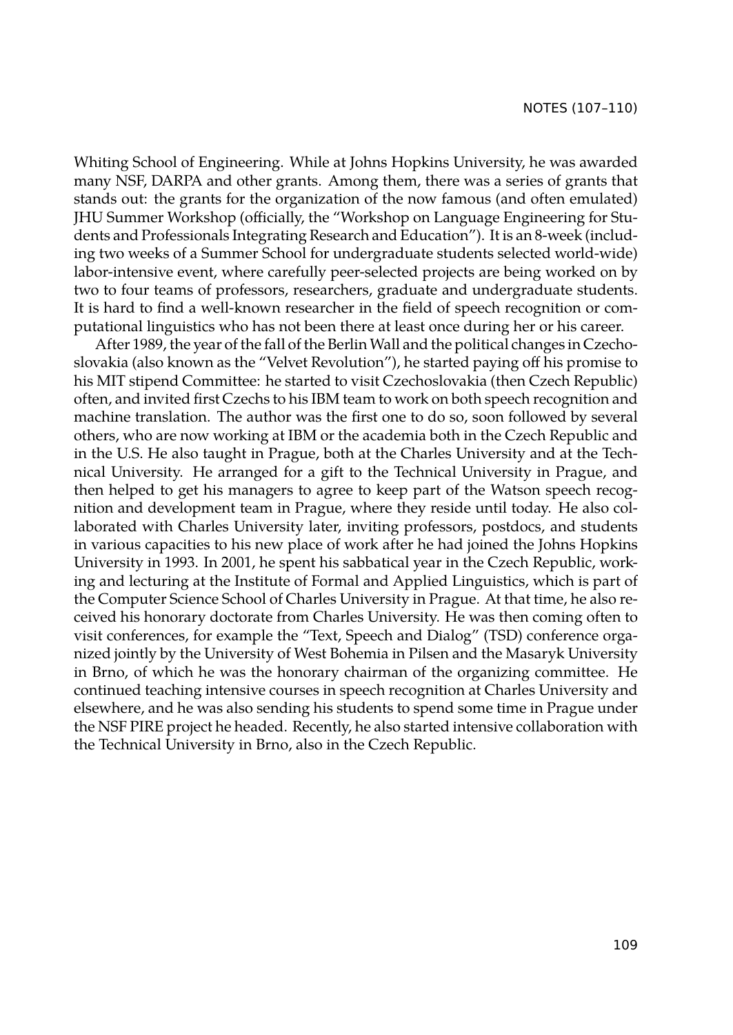Whiting School of Engineering. While at Johns Hopkins University, he was awarded many NSF, DARPA and other grants. Among them, there was a series of grants that stands out: the grants for the organization of the now famous (and often emulated) JHU Summer Workshop (officially, the "Workshop on Language Engineering for Students and Professionals Integrating Research and Education"). It is an 8-week (including two weeks of a Summer School for undergraduate students selected world-wide) labor-intensive event, where carefully peer-selected projects are being worked on by two to four teams of professors, researchers, graduate and undergraduate students. It is hard to find a well-known researcher in the field of speech recognition or computational linguistics who has not been there at least once during her or his career.

After 1989, the year of the fall of the Berlin Wall and the political changes in Czechoslovakia (also known as the "Velvet Revolution"), he started paying off his promise to his MIT stipend Committee: he started to visit Czechoslovakia (then Czech Republic) often, and invited first Czechs to his IBM team to work on both speech recognition and machine translation. The author was the first one to do so, soon followed by several others, who are now working at IBM or the academia both in the Czech Republic and in the U.S. He also taught in Prague, both at the Charles University and at the Technical University. He arranged for a gift to the Technical University in Prague, and then helped to get his managers to agree to keep part of the Watson speech recognition and development team in Prague, where they reside until today. He also collaborated with Charles University later, inviting professors, postdocs, and students in various capacities to his new place of work after he had joined the Johns Hopkins University in 1993. In 2001, he spent his sabbatical year in the Czech Republic, working and lecturing at the Institute of Formal and Applied Linguistics, which is part of the Computer Science School of Charles University in Prague. At that time, he also received his honorary doctorate from Charles University. He was then coming often to visit conferences, for example the "Text, Speech and Dialog" (TSD) conference organized jointly by the University of West Bohemia in Pilsen and the Masaryk University in Brno, of which he was the honorary chairman of the organizing committee. He continued teaching intensive courses in speech recognition at Charles University and elsewhere, and he was also sending his students to spend some time in Prague under the NSF PIRE project he headed. Recently, he also started intensive collaboration with the Technical University in Brno, also in the Czech Republic.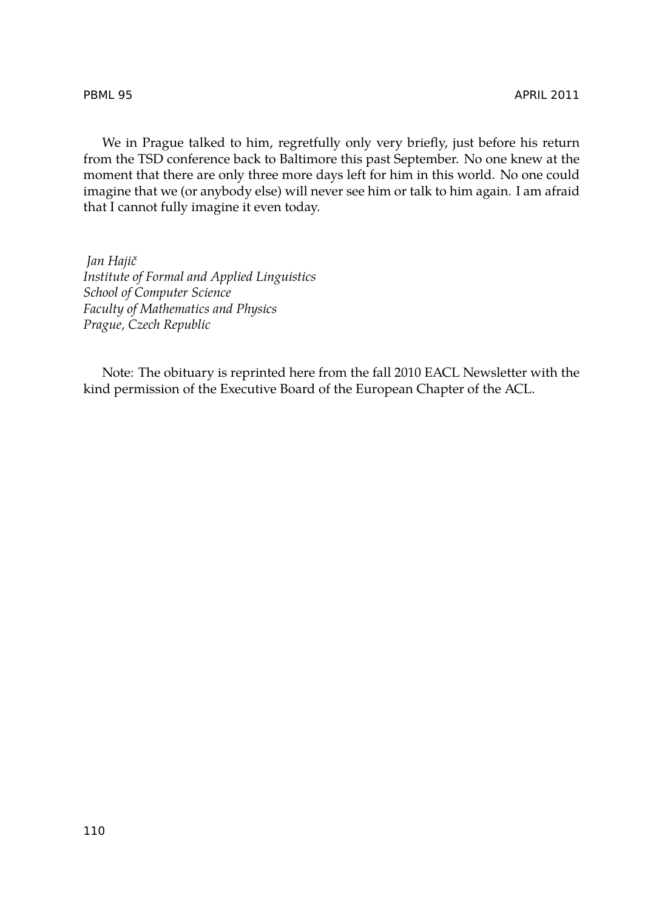We in Prague talked to him, regretfully only very briefly, just before his return from the TSD conference back to Baltimore this past September. No one knew at the moment that there are only three more days left for him in this world. No one could imagine that we (or anybody else) will never see him or talk to him again. I am afraid that I cannot fully imagine it even today.

*Jan Hajič*
*Institute of Formal and Applied Linguistics*
*School of Computer Science*
*Faculty of Mathematics and Physics*
*Prague, Czech Republic*

Note: The obituary is reprinted here from the fall 2010 EACL Newsletter with the kind permission of the Executive Board of the European Chapter of the ACL.